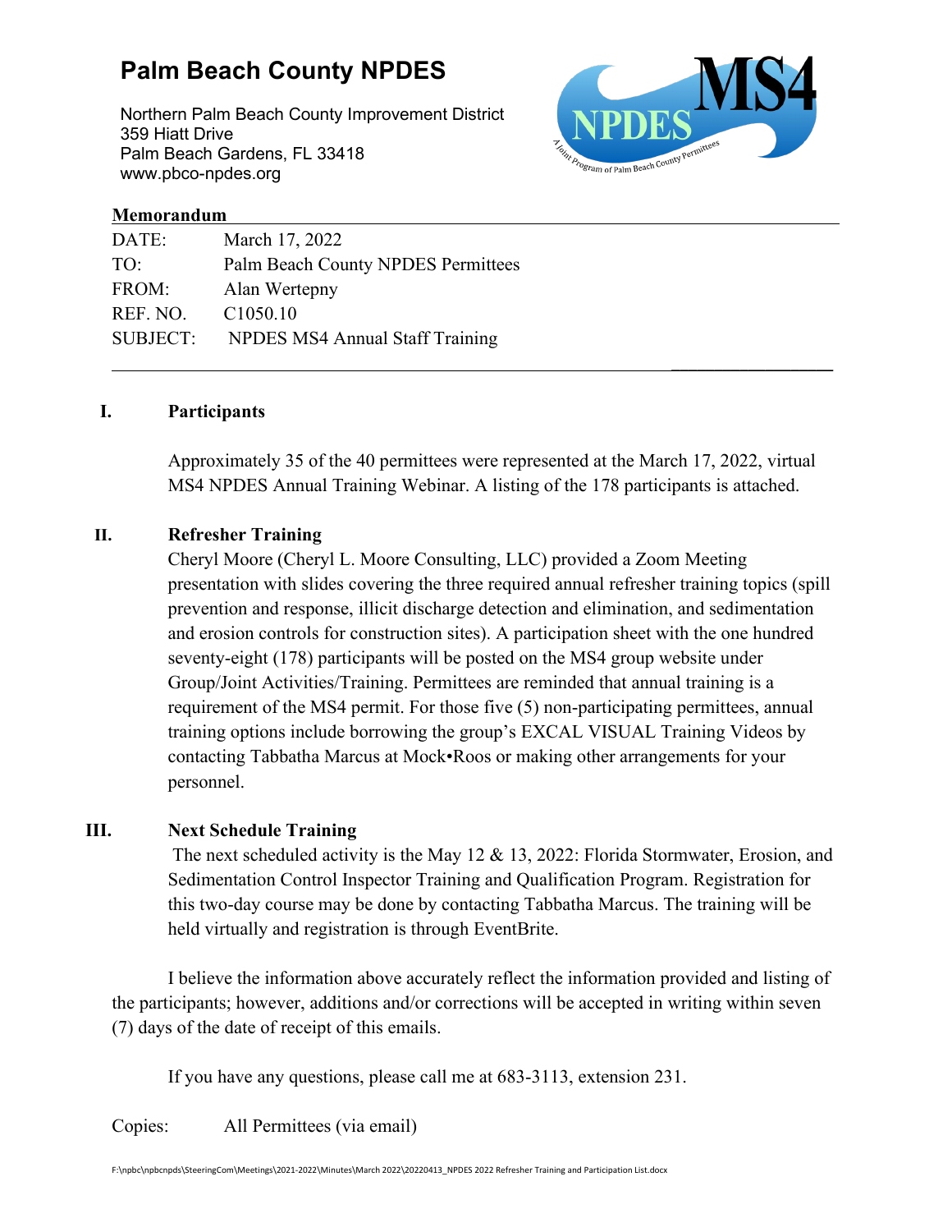# Palm Beach County NPDES

Northern Palm Beach County Improvement District
359 Hiatt Drive
Palm Beach Gardens, FL 33418
www.pbco-npdes.org

**Memorandum**

| | |
|---|---|
| DATE: | March 17, 2022 |
| TO: | Palm Beach County NPDES Permittees |
| FROM: | Alan Wertepny |
| REF. NO. | C1050.10 |
| SUBJECT: | NPDES MS4 Annual Staff Training |

## I. Participants

Approximately 35 of the 40 permittees were represented at the March 17, 2022, virtual MS4 NPDES Annual Training Webinar. A listing of the 178 participants is attached.

## II. Refresher Training

Cheryl Moore (Cheryl L. Moore Consulting, LLC) provided a Zoom Meeting presentation with slides covering the three required annual refresher training topics (spill prevention and response, illicit discharge detection and elimination, and sedimentation and erosion controls for construction sites). A participation sheet with the one hundred seventy-eight (178) participants will be posted on the MS4 group website under Group/Joint Activities/Training. Permittees are reminded that annual training is a requirement of the MS4 permit. For those five (5) non-participating permittees, annual training options include borrowing the group's EXCAL VISUAL Training Videos by contacting Tabbatha Marcus at Mock•Roos or making other arrangements for your personnel.

## III. Next Schedule Training

The next scheduled activity is the May 12 & 13, 2022: Florida Stormwater, Erosion, and Sedimentation Control Inspector Training and Qualification Program. Registration for this two-day course may be done by contacting Tabbatha Marcus. The training will be held virtually and registration is through EventBrite.

I believe the information above accurately reflect the information provided and listing of the participants; however, additions and/or corrections will be accepted in writing within seven (7) days of the date of receipt of this emails.

If you have any questions, please call me at 683-3113, extension 231.

Copies: All Permittees (via email)

F:\npbc\npbcnpds\SteeringCom\Meetings\2021-2022\Minutes\March 2022\20220413_NPDES 2022 Refresher Training and Participation List.docx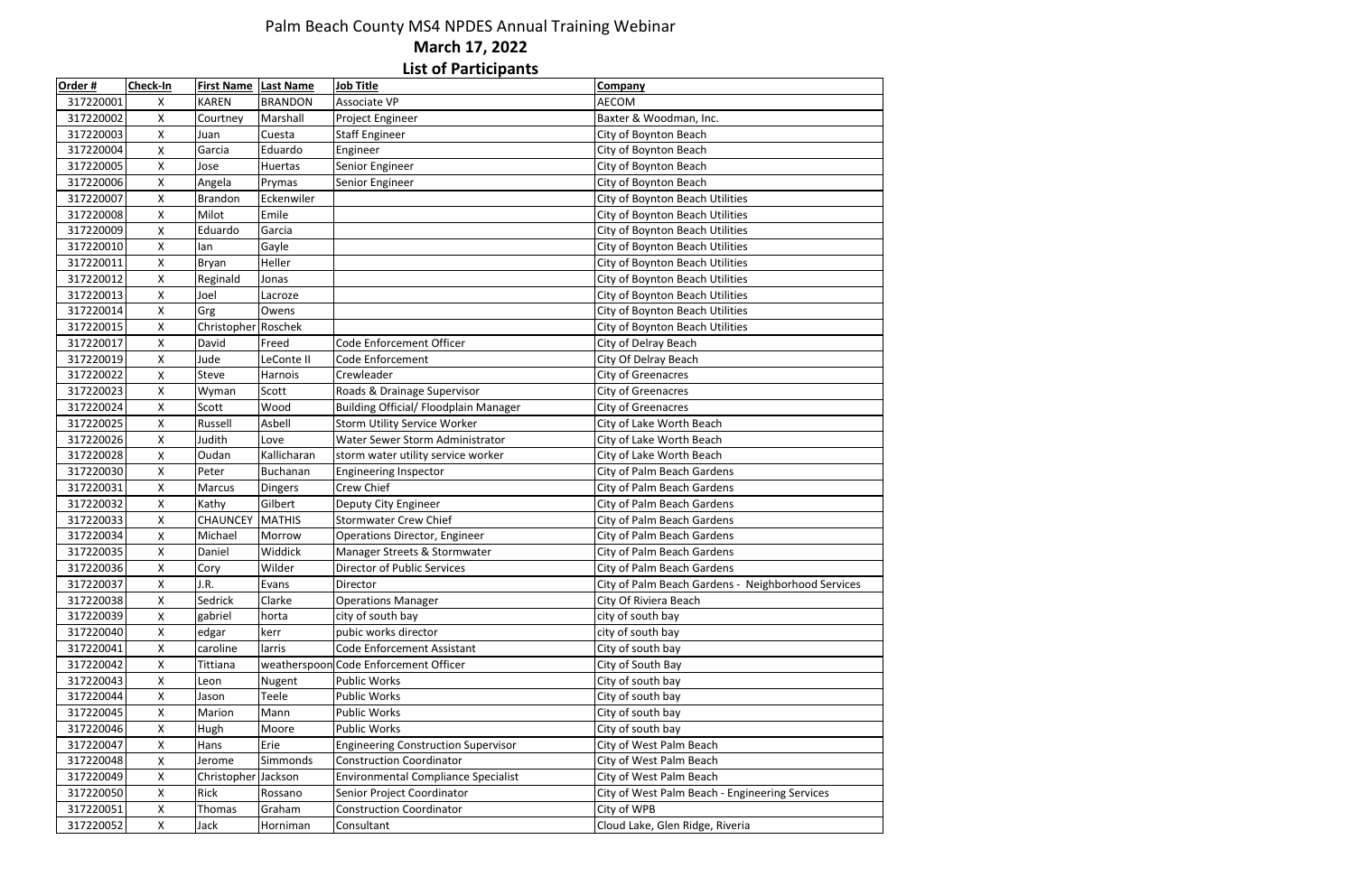# Palm Beach County MS4 NPDES Annual Training Webinar

## March 17, 2022

## List of Participants

| Order # | Check-In | First Name | Last Name | Job Title | Company |
|---|---|---|---|---|---|
| 317220001 | X | KAREN | BRANDON | Associate VP | AECOM |
| 317220002 | X | Courtney | Marshall | Project Engineer | Baxter & Woodman, Inc. |
| 317220003 | X | Juan | Cuesta | Staff Engineer | City of Boynton Beach |
| 317220004 | X | Garcia | Eduardo | Engineer | City of Boynton Beach |
| 317220005 | X | Jose | Huertas | Senior Engineer | City of Boynton Beach |
| 317220006 | X | Angela | Prymas | Senior Engineer | City of Boynton Beach |
| 317220007 | X | Brandon | Eckenwiler | | City of Boynton Beach Utilities |
| 317220008 | X | Milot | Emile | | City of Boynton Beach Utilities |
| 317220009 | X | Eduardo | Garcia | | City of Boynton Beach Utilities |
| 317220010 | X | Ian | Gayle | | City of Boynton Beach Utilities |
| 317220011 | X | Bryan | Heller | | City of Boynton Beach Utilities |
| 317220012 | X | Reginald | Jonas | | City of Boynton Beach Utilities |
| 317220013 | X | Joel | Lacroze | | City of Boynton Beach Utilities |
| 317220014 | X | Grg | Owens | | City of Boynton Beach Utilities |
| 317220015 | X | Christopher | Roschek | | City of Boynton Beach Utilities |
| 317220017 | X | David | Freed | Code Enforcement Officer | City of Delray Beach |
| 317220019 | X | Jude | LeConte II | Code Enforcement | City Of Delray Beach |
| 317220022 | X | Steve | Harnois | Crewleader | City of Greenacres |
| 317220023 | X | Wyman | Scott | Roads & Drainage Supervisor | City of Greenacres |
| 317220024 | X | Scott | Wood | Building Official/ Floodplain Manager | City of Greenacres |
| 317220025 | X | Russell | Asbell | Storm Utility Service Worker | City of Lake Worth Beach |
| 317220026 | X | Judith | Love | Water Sewer Storm Administrator | City of Lake Worth Beach |
| 317220028 | X | Oudan | Kallicharan | storm water utility service worker | City of Lake Worth Beach |
| 317220030 | X | Peter | Buchanan | Engineering Inspector | City of Palm Beach Gardens |
| 317220031 | X | Marcus | Dingers | Crew Chief | City of Palm Beach Gardens |
| 317220032 | X | Kathy | Gilbert | Deputy City Engineer | City of Palm Beach Gardens |
| 317220033 | X | CHAUNCEY | MATHIS | Stormwater Crew Chief | City of Palm Beach Gardens |
| 317220034 | X | Michael | Morrow | Operations Director, Engineer | City of Palm Beach Gardens |
| 317220035 | X | Daniel | Widdick | Manager Streets & Stormwater | City of Palm Beach Gardens |
| 317220036 | X | Cory | Wilder | Director of Public Services | City of Palm Beach Gardens |
| 317220037 | X | J.R. | Evans | Director | City of Palm Beach Gardens - Neighborhood Services |
| 317220038 | X | Sedrick | Clarke | Operations Manager | City Of Riviera Beach |
| 317220039 | X | gabriel | horta | city of south bay | city of south bay |
| 317220040 | X | edgar | kerr | pubic works director | city of south bay |
| 317220041 | X | caroline | larris | Code Enforcement Assistant | City of south bay |
| 317220042 | X | Tittiana | weatherspoon | Code Enforcement Officer | City of South Bay |
| 317220043 | X | Leon | Nugent | Public Works | City of south bay |
| 317220044 | X | Jason | Teele | Public Works | City of south bay |
| 317220045 | X | Marion | Mann | Public Works | City of south bay |
| 317220046 | X | Hugh | Moore | Public Works | City of south bay |
| 317220047 | X | Hans | Erie | Engineering Construction Supervisor | City of West Palm Beach |
| 317220048 | X | Jerome | Simmonds | Construction Coordinator | City of West Palm Beach |
| 317220049 | X | Christopher | Jackson | Environmental Compliance Specialist | City of West Palm Beach |
| 317220050 | X | Rick | Rossano | Senior Project Coordinator | City of West Palm Beach - Engineering Services |
| 317220051 | X | Thomas | Graham | Construction Coordinator | City of WPB |
| 317220052 | X | Jack | Horniman | Consultant | Cloud Lake, Glen Ridge, Riveria |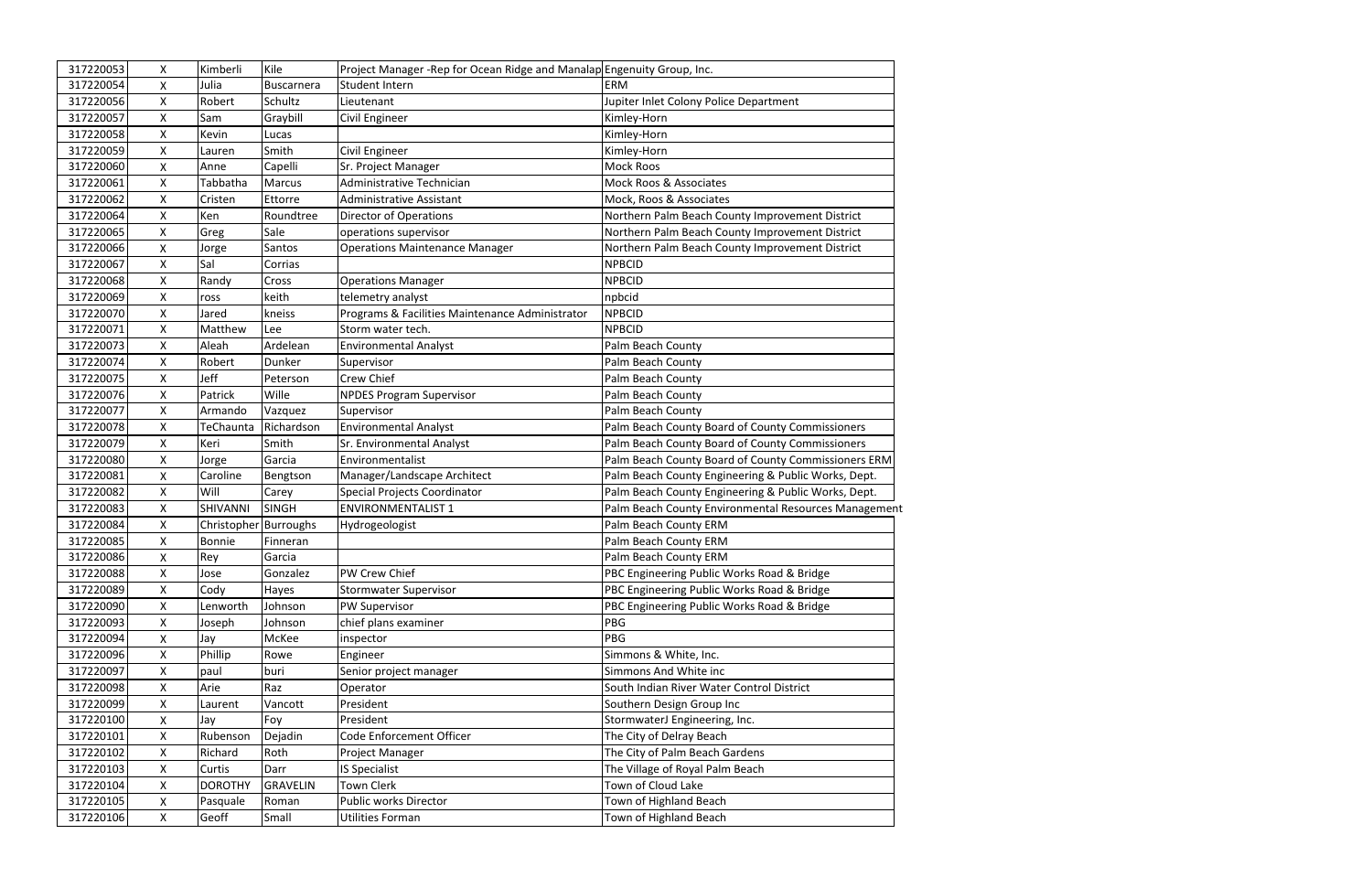| 317220053 | X | Kimberli | Kile | Project Manager -Rep for Ocean Ridge and Manalap | Engenuity Group, Inc. |
|---|---|---|---|---|---|
| 317220054 | X | Julia | Buscarnera | Student Intern | ERM |
| 317220056 | X | Robert | Schultz | Lieutenant | Jupiter Inlet Colony Police Department |
| 317220057 | X | Sam | Graybill | Civil Engineer | Kimley-Horn |
| 317220058 | X | Kevin | Lucas | | Kimley-Horn |
| 317220059 | X | Lauren | Smith | Civil Engineer | Kimley-Horn |
| 317220060 | X | Anne | Capelli | Sr. Project Manager | Mock Roos |
| 317220061 | X | Tabbatha | Marcus | Administrative Technician | Mock Roos & Associates |
| 317220062 | X | Cristen | Ettorre | Administrative Assistant | Mock, Roos & Associates |
| 317220064 | X | Ken | Roundtree | Director of Operations | Northern Palm Beach County Improvement District |
| 317220065 | X | Greg | Sale | operations supervisor | Northern Palm Beach County Improvement District |
| 317220066 | X | Jorge | Santos | Operations Maintenance Manager | Northern Palm Beach County Improvement District |
| 317220067 | X | Sal | Corrias | | NPBCID |
| 317220068 | X | Randy | Cross | Operations Manager | NPBCID |
| 317220069 | X | ross | keith | telemetry analyst | npbcid |
| 317220070 | X | Jared | kneiss | Programs & Facilities Maintenance Administrator | NPBCID |
| 317220071 | X | Matthew | Lee | Storm water tech. | NPBCID |
| 317220073 | X | Aleah | Ardelean | Environmental Analyst | Palm Beach County |
| 317220074 | X | Robert | Dunker | Supervisor | Palm Beach County |
| 317220075 | X | Jeff | Peterson | Crew Chief | Palm Beach County |
| 317220076 | X | Patrick | Wille | NPDES Program Supervisor | Palm Beach County |
| 317220077 | X | Armando | Vazquez | Supervisor | Palm Beach County |
| 317220078 | X | TeChaunta | Richardson | Environmental Analyst | Palm Beach County Board of County Commissioners |
| 317220079 | X | Keri | Smith | Sr. Environmental Analyst | Palm Beach County Board of County Commissioners |
| 317220080 | X | Jorge | Garcia | Environmentalist | Palm Beach County Board of County Commissioners ERM |
| 317220081 | X | Caroline | Bengtson | Manager/Landscape Architect | Palm Beach County Engineering & Public Works, Dept. |
| 317220082 | X | Will | Carey | Special Projects Coordinator | Palm Beach County Engineering & Public Works, Dept. |
| 317220083 | X | SHIVANNI | SINGH | ENVIRONMENTALIST 1 | Palm Beach County Environmental Resources Management |
| 317220084 | X | Christopher | Burroughs | Hydrogeologist | Palm Beach County ERM |
| 317220085 | X | Bonnie | Finneran | | Palm Beach County ERM |
| 317220086 | X | Rey | Garcia | | Palm Beach County ERM |
| 317220088 | X | Jose | Gonzalez | PW Crew Chief | PBC Engineering Public Works Road & Bridge |
| 317220089 | X | Cody | Hayes | Stormwater Supervisor | PBC Engineering Public Works Road & Bridge |
| 317220090 | X | Lenworth | Johnson | PW Supervisor | PBC Engineering Public Works Road & Bridge |
| 317220093 | X | Joseph | Johnson | chief plans examiner | PBG |
| 317220094 | X | Jay | McKee | inspector | PBG |
| 317220096 | X | Phillip | Rowe | Engineer | Simmons & White, Inc. |
| 317220097 | X | paul | buri | Senior project manager | Simmons And White inc |
| 317220098 | X | Arie | Raz | Operator | South Indian River Water Control District |
| 317220099 | X | Laurent | Vancott | President | Southern Design Group Inc |
| 317220100 | X | Jay | Foy | President | StormwaterJ Engineering, Inc. |
| 317220101 | X | Rubenson | Dejadin | Code Enforcement Officer | The City of Delray Beach |
| 317220102 | X | Richard | Roth | Project Manager | The City of Palm Beach Gardens |
| 317220103 | X | Curtis | Darr | IS Specialist | The Village of Royal Palm Beach |
| 317220104 | X | DOROTHY | GRAVELIN | Town Clerk | Town of Cloud Lake |
| 317220105 | X | Pasquale | Roman | Public works Director | Town of Highland Beach |
| 317220106 | X | Geoff | Small | Utilities Forman | Town of Highland Beach |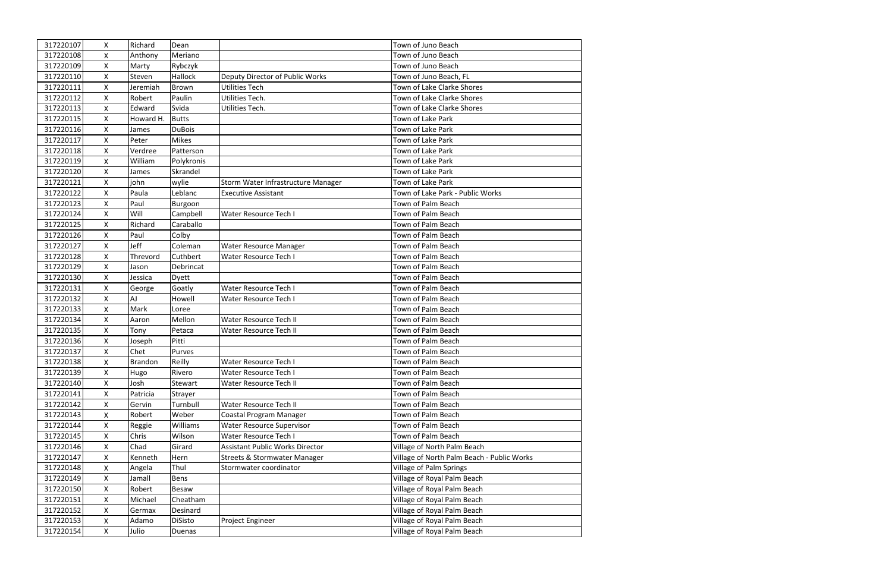| 317220107 | X | Richard | Dean | | Town of Juno Beach |
|---|---|---|---|---|---|
| 317220108 | X | Anthony | Meriano | | Town of Juno Beach |
| 317220109 | X | Marty | Rybczyk | | Town of Juno Beach |
| 317220110 | X | Steven | Hallock | Deputy Director of Public Works | Town of Juno Beach, FL |
| 317220111 | X | Jeremiah | Brown | Utilities Tech | Town of Lake Clarke Shores |
| 317220112 | X | Robert | Paulin | Utilities Tech. | Town of Lake Clarke Shores |
| 317220113 | X | Edward | Svida | Utilities Tech. | Town of Lake Clarke Shores |
| 317220115 | X | Howard H. | Butts | | Town of Lake Park |
| 317220116 | X | James | DuBois | | Town of Lake Park |
| 317220117 | X | Peter | Mikes | | Town of Lake Park |
| 317220118 | X | Verdree | Patterson | | Town of Lake Park |
| 317220119 | X | William | Polykronis | | Town of Lake Park |
| 317220120 | X | James | Skrandel | | Town of Lake Park |
| 317220121 | X | john | wylie | Storm Water Infrastructure Manager | Town of Lake Park |
| 317220122 | X | Paula | Leblanc | Executive Assistant | Town of Lake Park - Public Works |
| 317220123 | X | Paul | Burgoon | | Town of Palm Beach |
| 317220124 | X | Will | Campbell | Water Resource Tech I | Town of Palm Beach |
| 317220125 | X | Richard | Caraballo | | Town of Palm Beach |
| 317220126 | X | Paul | Colby | | Town of Palm Beach |
| 317220127 | X | Jeff | Coleman | Water Resource Manager | Town of Palm Beach |
| 317220128 | X | Threvord | Cuthbert | Water Resource Tech I | Town of Palm Beach |
| 317220129 | X | Jason | Debrincat | | Town of Palm Beach |
| 317220130 | X | Jessica | Dyett | | Town of Palm Beach |
| 317220131 | X | George | Goatly | Water Resource Tech I | Town of Palm Beach |
| 317220132 | X | AJ | Howell | Water Resource Tech I | Town of Palm Beach |
| 317220133 | X | Mark | Loree | | Town of Palm Beach |
| 317220134 | X | Aaron | Mellon | Water Resource Tech II | Town of Palm Beach |
| 317220135 | X | Tony | Petaca | Water Resource Tech II | Town of Palm Beach |
| 317220136 | X | Joseph | Pitti | | Town of Palm Beach |
| 317220137 | X | Chet | Purves | | Town of Palm Beach |
| 317220138 | X | Brandon | Reilly | Water Resource Tech I | Town of Palm Beach |
| 317220139 | X | Hugo | Rivero | Water Resource Tech I | Town of Palm Beach |
| 317220140 | X | Josh | Stewart | Water Resource Tech II | Town of Palm Beach |
| 317220141 | X | Patricia | Strayer | | Town of Palm Beach |
| 317220142 | X | Gervin | Turnbull | Water Resource Tech II | Town of Palm Beach |
| 317220143 | X | Robert | Weber | Coastal Program Manager | Town of Palm Beach |
| 317220144 | X | Reggie | Williams | Water Resource Supervisor | Town of Palm Beach |
| 317220145 | X | Chris | Wilson | Water Resource Tech I | Town of Palm Beach |
| 317220146 | X | Chad | Girard | Assistant Public Works Director | Village of North Palm Beach |
| 317220147 | X | Kenneth | Hern | Streets & Stormwater Manager | Village of North Palm Beach - Public Works |
| 317220148 | X | Angela | Thul | Stormwater coordinator | Village of Palm Springs |
| 317220149 | X | Jamall | Bens | | Village of Royal Palm Beach |
| 317220150 | X | Robert | Besaw | | Village of Royal Palm Beach |
| 317220151 | X | Michael | Cheatham | | Village of Royal Palm Beach |
| 317220152 | X | Germax | Desinard | | Village of Royal Palm Beach |
| 317220153 | X | Adamo | DiSisto | Project Engineer | Village of Royal Palm Beach |
| 317220154 | X | Julio | Duenas | | Village of Royal Palm Beach |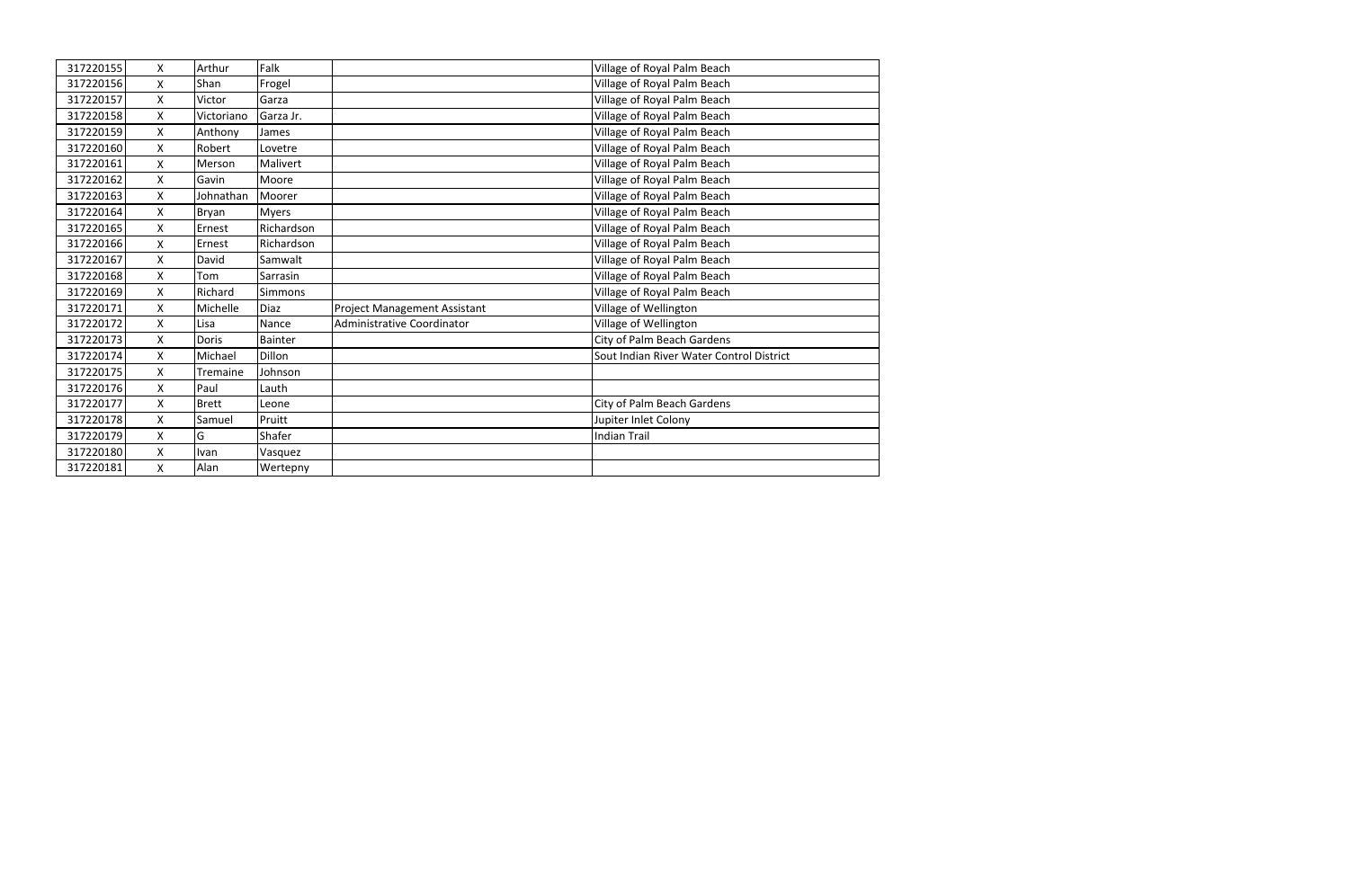| | | | | | |
|---|---|---|---|---|---|
| 317220155 | X | Arthur | Falk | | Village of Royal Palm Beach |
| 317220156 | X | Shan | Frogel | | Village of Royal Palm Beach |
| 317220157 | X | Victor | Garza | | Village of Royal Palm Beach |
| 317220158 | X | Victoriano | Garza Jr. | | Village of Royal Palm Beach |
| 317220159 | X | Anthony | James | | Village of Royal Palm Beach |
| 317220160 | X | Robert | Lovetre | | Village of Royal Palm Beach |
| 317220161 | X | Merson | Malivert | | Village of Royal Palm Beach |
| 317220162 | X | Gavin | Moore | | Village of Royal Palm Beach |
| 317220163 | X | Johnathan | Moorer | | Village of Royal Palm Beach |
| 317220164 | X | Bryan | Myers | | Village of Royal Palm Beach |
| 317220165 | X | Ernest | Richardson | | Village of Royal Palm Beach |
| 317220166 | X | Ernest | Richardson | | Village of Royal Palm Beach |
| 317220167 | X | David | Samwalt | | Village of Royal Palm Beach |
| 317220168 | X | Tom | Sarrasin | | Village of Royal Palm Beach |
| 317220169 | X | Richard | Simmons | | Village of Royal Palm Beach |
| 317220171 | X | Michelle | Diaz | Project Management Assistant | Village of Wellington |
| 317220172 | X | Lisa | Nance | Administrative Coordinator | Village of Wellington |
| 317220173 | X | Doris | Bainter | | City of Palm Beach Gardens |
| 317220174 | X | Michael | Dillon | | Sout Indian River Water Control District |
| 317220175 | X | Tremaine | Johnson | | |
| 317220176 | X | Paul | Lauth | | |
| 317220177 | X | Brett | Leone | | City of Palm Beach Gardens |
| 317220178 | X | Samuel | Pruitt | | Jupiter Inlet Colony |
| 317220179 | X | G | Shafer | | Indian Trail |
| 317220180 | X | Ivan | Vasquez | | |
| 317220181 | X | Alan | Wertepny | | |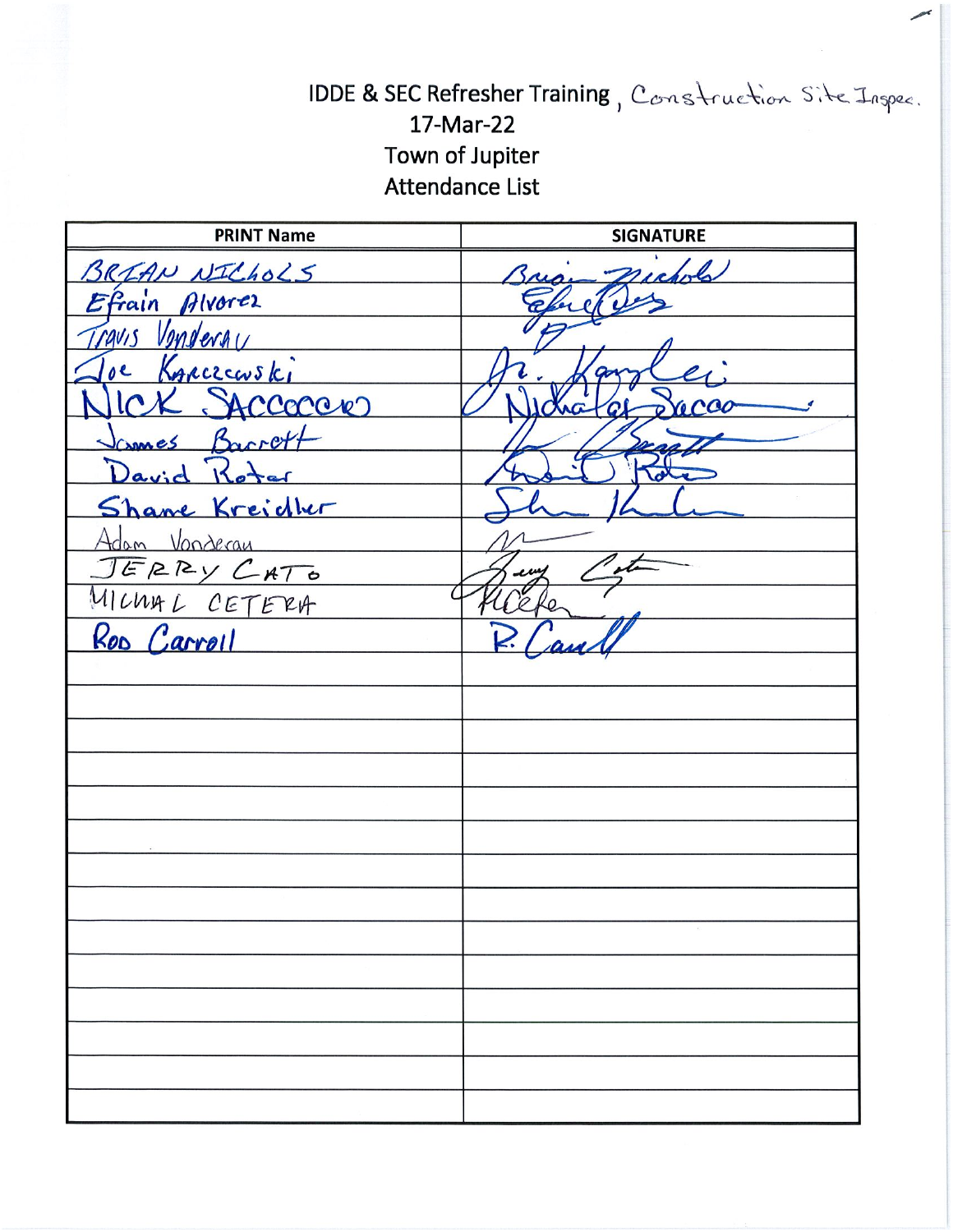IDDE & SEC Refresher Training, Construction Site Inspec.

17-Mar-22

Town of Jupiter

Attendance List

| PRINT Name | SIGNATURE |
|---|---|
| BRIAN NICHOLS | Brian Nichols |
| Efrain Alvarez | Efrain Alvarez |
| Travis Vanderau | |
| Joe Karczewski | J. Karczewski |
| NICK SACCOCCIO | Nicholas Saccoccio |
| James Barrett | J. Barrett |
| David Rotar | David Rotar |
| Shane Kreidler | Shane Kreidler |
| Adam Vanderau | |
| JERRY CATO | Jerry Cato |
| MICHAL CETERA | MCetera |
| Rod Carroll | R. Carroll |
| | |
| | |
| | |
| | |
| | |
| | |
| | |
| | |
| | |
| | |
| | |
| | |
| | |
| | |
| | |